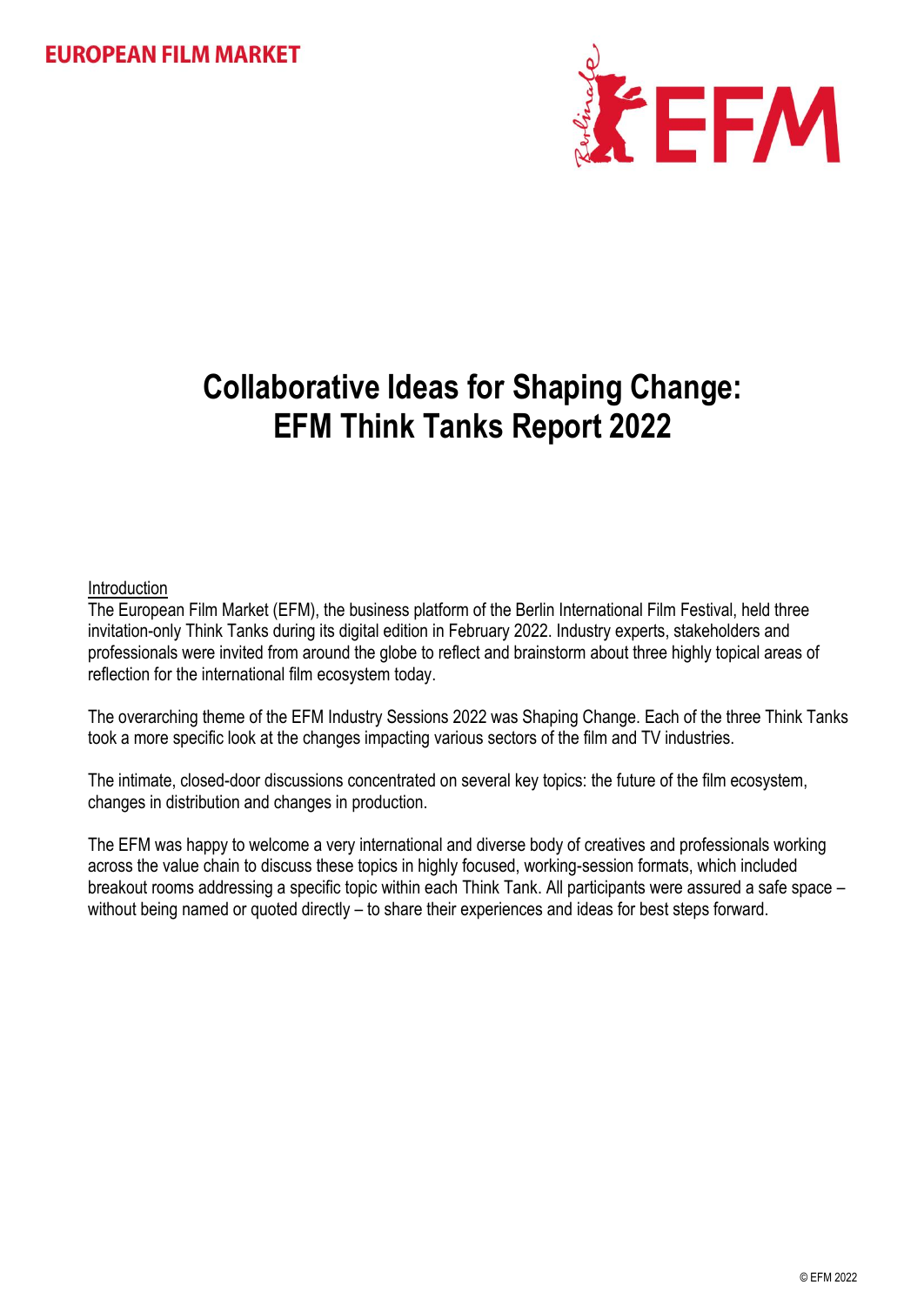EUROPEAN FILM MARKET

# Collaborative Ideas for Shaping Change: EFM Think Tanks Report 2022

Introduction

The European Film Market (EFM), the business platform of the Berlin International Film Festival, held three invitation-only Think Tanks during its digital edition in February 2022. Industry experts, stakeholders and professionals were invited from around the globe to reflect and brainstorm about three highly topical areas of reflection for the international film ecosystem today.

The overarching theme of the EFM Industry Sessions 2022 was Shaping Change. Each of the three Think Tanks took a more specific look at the changes impacting various sectors of the film and TV industries.

The intimate, closed-door discussions concentrated on several key topics: the future of the film ecosystem, changes in distribution and changes in production.

The EFM was happy to welcome a very international and diverse body of creatives and professionals working across the value chain to discuss these topics in highly focused, working-session formats, which included breakout rooms addressing a specific topic within each Think Tank. All participants were assured a safe space – without being named or quoted directly – to share their experiences and ideas for best steps forward.

© EFM 2022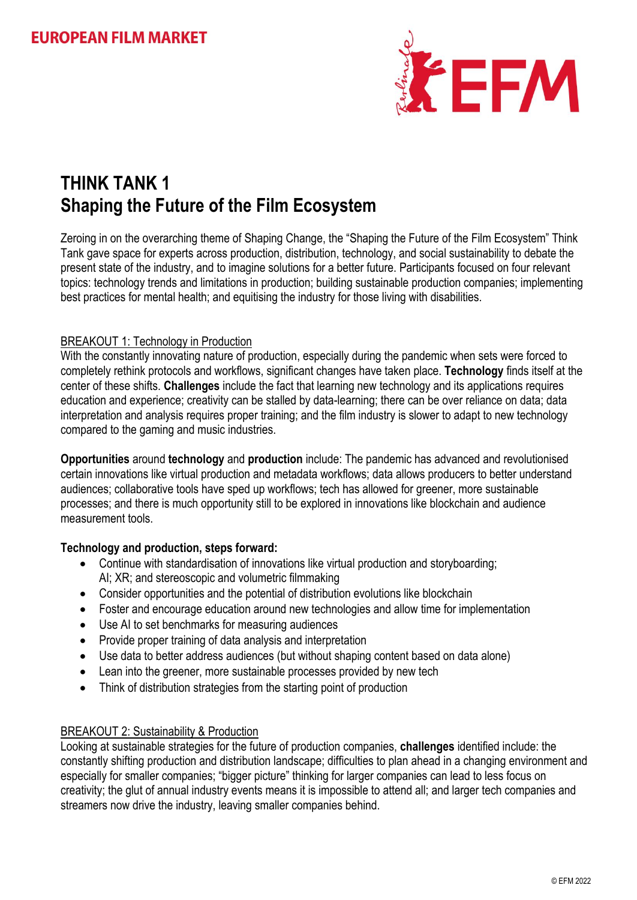# THINK TANK 1
# Shaping the Future of the Film Ecosystem

Zeroing in on the overarching theme of Shaping Change, the "Shaping the Future of the Film Ecosystem" Think Tank gave space for experts across production, distribution, technology, and social sustainability to debate the present state of the industry, and to imagine solutions for a better future. Participants focused on four relevant topics: technology trends and limitations in production; building sustainable production companies; implementing best practices for mental health; and equitising the industry for those living with disabilities.

## BREAKOUT 1: Technology in Production

With the constantly innovating nature of production, especially during the pandemic when sets were forced to completely rethink protocols and workflows, significant changes have taken place. **Technology** finds itself at the center of these shifts. **Challenges** include the fact that learning new technology and its applications requires education and experience; creativity can be stalled by data-learning; there can be over reliance on data; data interpretation and analysis requires proper training; and the film industry is slower to adapt to new technology compared to the gaming and music industries.

**Opportunities** around **technology** and **production** include: The pandemic has advanced and revolutionised certain innovations like virtual production and metadata workflows; data allows producers to better understand audiences; collaborative tools have sped up workflows; tech has allowed for greener, more sustainable processes; and there is much opportunity still to be explored in innovations like blockchain and audience measurement tools.

**Technology and production, steps forward:**

- Continue with standardisation of innovations like virtual production and storyboarding; AI; XR; and stereoscopic and volumetric filmmaking
- Consider opportunities and the potential of distribution evolutions like blockchain
- Foster and encourage education around new technologies and allow time for implementation
- Use AI to set benchmarks for measuring audiences
- Provide proper training of data analysis and interpretation
- Use data to better address audiences (but without shaping content based on data alone)
- Lean into the greener, more sustainable processes provided by new tech
- Think of distribution strategies from the starting point of production

## BREAKOUT 2: Sustainability & Production

Looking at sustainable strategies for the future of production companies, **challenges** identified include: the constantly shifting production and distribution landscape; difficulties to plan ahead in a changing environment and especially for smaller companies; "bigger picture" thinking for larger companies can lead to less focus on creativity; the glut of annual industry events means it is impossible to attend all; and larger tech companies and streamers now drive the industry, leaving smaller companies behind.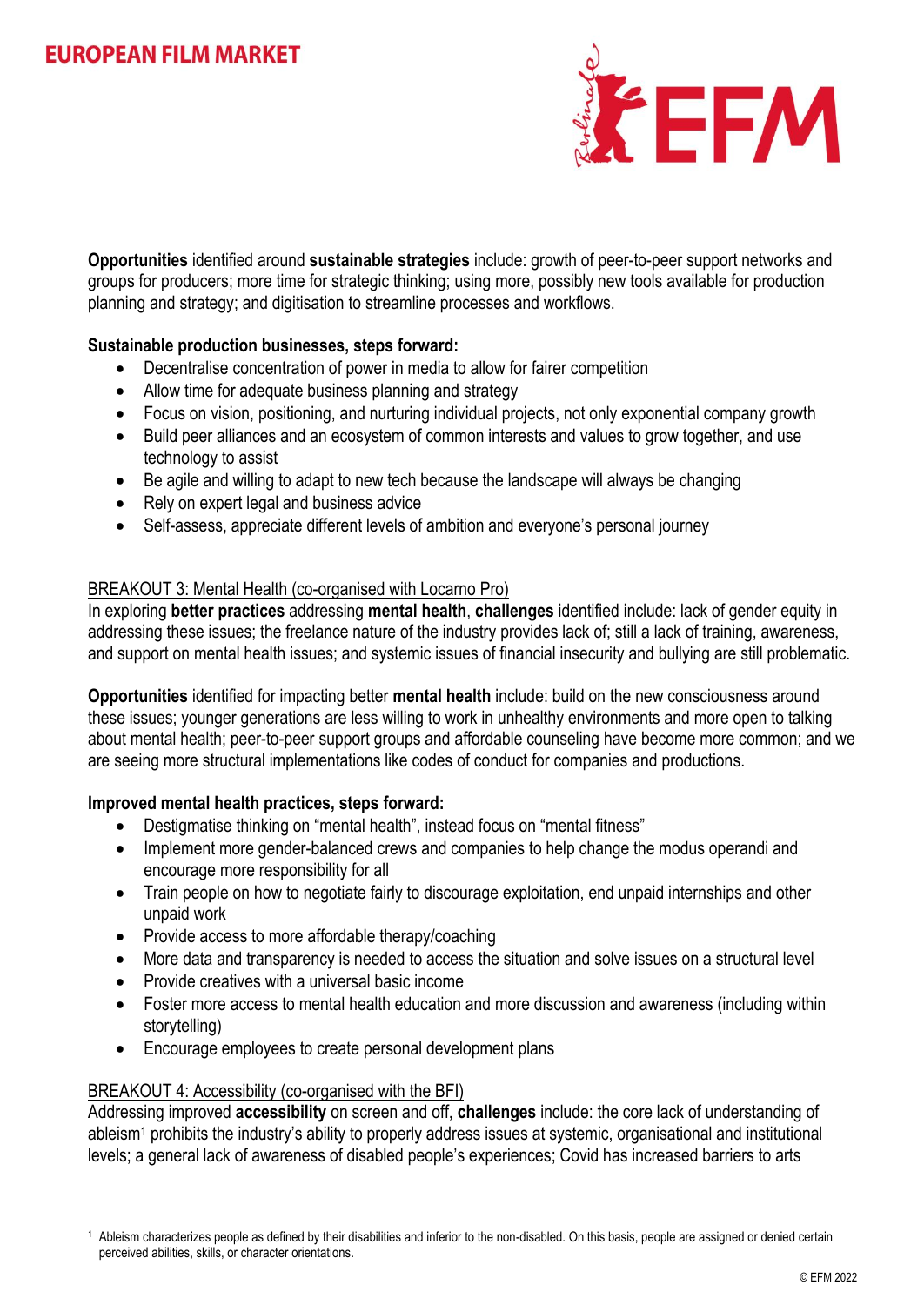**Opportunities** identified around **sustainable strategies** include: growth of peer-to-peer support networks and groups for producers; more time for strategic thinking; using more, possibly new tools available for production planning and strategy; and digitisation to streamline processes and workflows.

**Sustainable production businesses, steps forward:**

- Decentralise concentration of power in media to allow for fairer competition
- Allow time for adequate business planning and strategy
- Focus on vision, positioning, and nurturing individual projects, not only exponential company growth
- Build peer alliances and an ecosystem of common interests and values to grow together, and use technology to assist
- Be agile and willing to adapt to new tech because the landscape will always be changing
- Rely on expert legal and business advice
- Self-assess, appreciate different levels of ambition and everyone's personal journey

BREAKOUT 3: Mental Health (co-organised with Locarno Pro)

In exploring **better practices** addressing **mental health**, **challenges** identified include: lack of gender equity in addressing these issues; the freelance nature of the industry provides lack of; still a lack of training, awareness, and support on mental health issues; and systemic issues of financial insecurity and bullying are still problematic.

**Opportunities** identified for impacting better **mental health** include: build on the new consciousness around these issues; younger generations are less willing to work in unhealthy environments and more open to talking about mental health; peer-to-peer support groups and affordable counseling have become more common; and we are seeing more structural implementations like codes of conduct for companies and productions.

**Improved mental health practices, steps forward:**

- Destigmatise thinking on "mental health", instead focus on "mental fitness"
- Implement more gender-balanced crews and companies to help change the modus operandi and encourage more responsibility for all
- Train people on how to negotiate fairly to discourage exploitation, end unpaid internships and other unpaid work
- Provide access to more affordable therapy/coaching
- More data and transparency is needed to access the situation and solve issues on a structural level
- Provide creatives with a universal basic income
- Foster more access to mental health education and more discussion and awareness (including within storytelling)
- Encourage employees to create personal development plans

BREAKOUT 4: Accessibility (co-organised with the BFI)

Addressing improved **accessibility** on screen and off, **challenges** include: the core lack of understanding of ableism[1] prohibits the industry's ability to properly address issues at systemic, organisational and institutional levels; a general lack of awareness of disabled people's experiences; Covid has increased barriers to arts

[1] Ableism characterizes people as defined by their disabilities and inferior to the non-disabled. On this basis, people are assigned or denied certain perceived abilities, skills, or character orientations.

© EFM 2022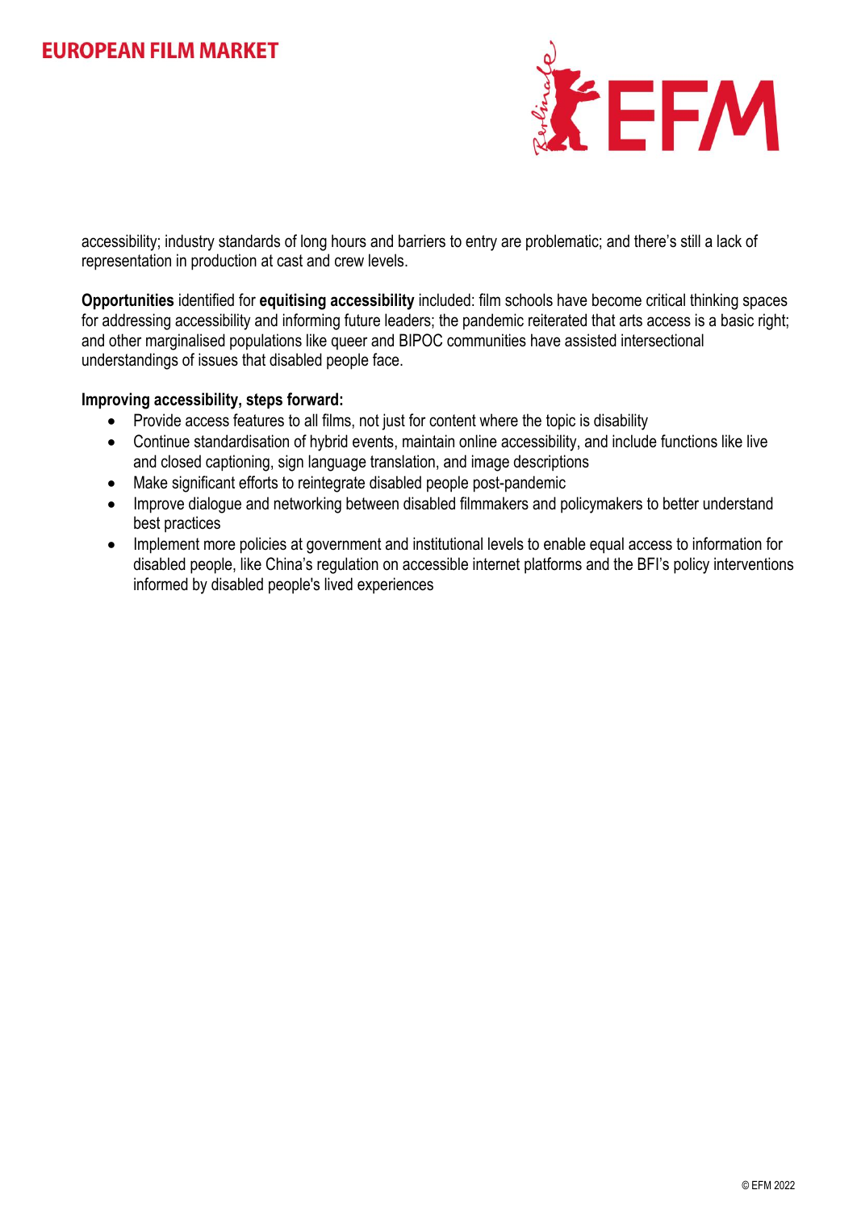accessibility; industry standards of long hours and barriers to entry are problematic; and there's still a lack of representation in production at cast and crew levels.

**Opportunities** identified for **equitising accessibility** included: film schools have become critical thinking spaces for addressing accessibility and informing future leaders; the pandemic reiterated that arts access is a basic right; and other marginalised populations like queer and BIPOC communities have assisted intersectional understandings of issues that disabled people face.

**Improving accessibility, steps forward:**

- Provide access features to all films, not just for content where the topic is disability
- Continue standardisation of hybrid events, maintain online accessibility, and include functions like live and closed captioning, sign language translation, and image descriptions
- Make significant efforts to reintegrate disabled people post-pandemic
- Improve dialogue and networking between disabled filmmakers and policymakers to better understand best practices
- Implement more policies at government and institutional levels to enable equal access to information for disabled people, like China's regulation on accessible internet platforms and the BFI's policy interventions informed by disabled people's lived experiences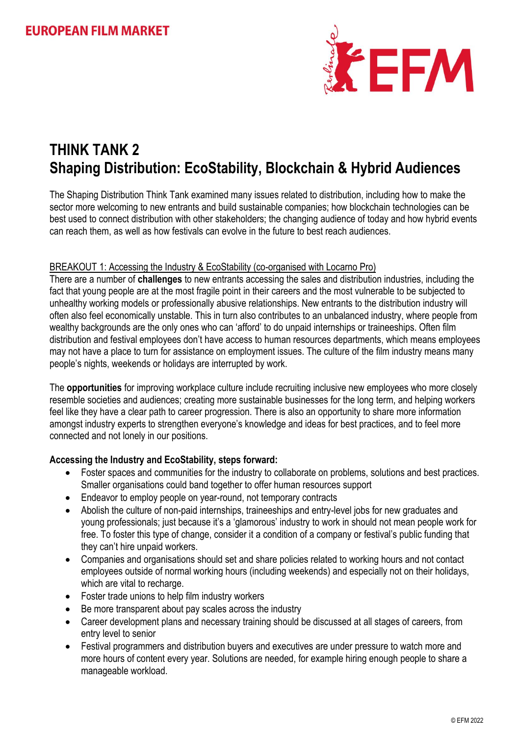# THINK TANK 2
# Shaping Distribution: EcoStability, Blockchain & Hybrid Audiences

The Shaping Distribution Think Tank examined many issues related to distribution, including how to make the sector more welcoming to new entrants and build sustainable companies; how blockchain technologies can be best used to connect distribution with other stakeholders; the changing audience of today and how hybrid events can reach them, as well as how festivals can evolve in the future to best reach audiences.

<u>BREAKOUT 1: Accessing the Industry & EcoStability (co-organised with Locarno Pro)</u>

There are a number of **challenges** to new entrants accessing the sales and distribution industries, including the fact that young people are at the most fragile point in their careers and the most vulnerable to be subjected to unhealthy working models or professionally abusive relationships. New entrants to the distribution industry will often also feel economically unstable. This in turn also contributes to an unbalanced industry, where people from wealthy backgrounds are the only ones who can 'afford' to do unpaid internships or traineeships. Often film distribution and festival employees don't have access to human resources departments, which means employees may not have a place to turn for assistance on employment issues. The culture of the film industry means many people's nights, weekends or holidays are interrupted by work.

The **opportunities** for improving workplace culture include recruiting inclusive new employees who more closely resemble societies and audiences; creating more sustainable businesses for the long term, and helping workers feel like they have a clear path to career progression. There is also an opportunity to share more information amongst industry experts to strengthen everyone's knowledge and ideas for best practices, and to feel more connected and not lonely in our positions.

**Accessing the Industry and EcoStability, steps forward:**

- Foster spaces and communities for the industry to collaborate on problems, solutions and best practices. Smaller organisations could band together to offer human resources support
- Endeavor to employ people on year-round, not temporary contracts
- Abolish the culture of non-paid internships, traineeships and entry-level jobs for new graduates and young professionals; just because it's a 'glamorous' industry to work in should not mean people work for free. To foster this type of change, consider it a condition of a company or festival's public funding that they can't hire unpaid workers.
- Companies and organisations should set and share policies related to working hours and not contact employees outside of normal working hours (including weekends) and especially not on their holidays, which are vital to recharge.
- Foster trade unions to help film industry workers
- Be more transparent about pay scales across the industry
- Career development plans and necessary training should be discussed at all stages of careers, from entry level to senior
- Festival programmers and distribution buyers and executives are under pressure to watch more and more hours of content every year. Solutions are needed, for example hiring enough people to share a manageable workload.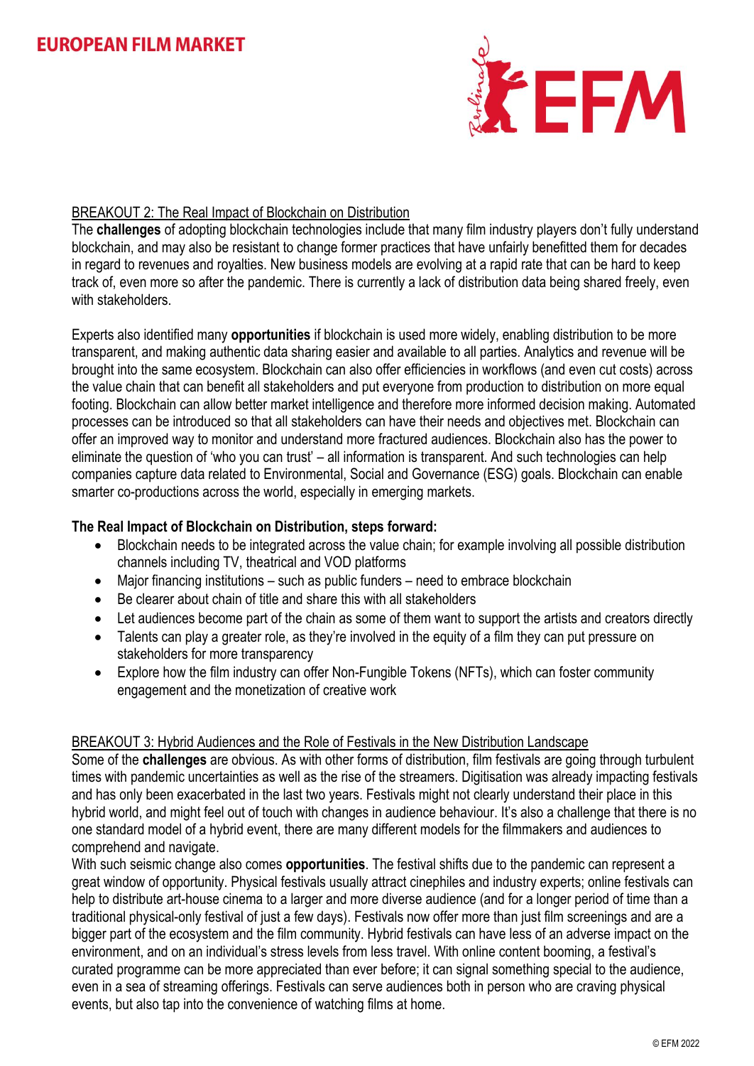## BREAKOUT 2: The Real Impact of Blockchain on Distribution

The **challenges** of adopting blockchain technologies include that many film industry players don't fully understand blockchain, and may also be resistant to change former practices that have unfairly benefitted them for decades in regard to revenues and royalties. New business models are evolving at a rapid rate that can be hard to keep track of, even more so after the pandemic. There is currently a lack of distribution data being shared freely, even with stakeholders.

Experts also identified many **opportunities** if blockchain is used more widely, enabling distribution to be more transparent, and making authentic data sharing easier and available to all parties. Analytics and revenue will be brought into the same ecosystem. Blockchain can also offer efficiencies in workflows (and even cut costs) across the value chain that can benefit all stakeholders and put everyone from production to distribution on more equal footing. Blockchain can allow better market intelligence and therefore more informed decision making. Automated processes can be introduced so that all stakeholders can have their needs and objectives met. Blockchain can offer an improved way to monitor and understand more fractured audiences. Blockchain also has the power to eliminate the question of 'who you can trust' – all information is transparent. And such technologies can help companies capture data related to Environmental, Social and Governance (ESG) goals. Blockchain can enable smarter co-productions across the world, especially in emerging markets.

**The Real Impact of Blockchain on Distribution, steps forward:**

- Blockchain needs to be integrated across the value chain; for example involving all possible distribution channels including TV, theatrical and VOD platforms
- Major financing institutions – such as public funders – need to embrace blockchain
- Be clearer about chain of title and share this with all stakeholders
- Let audiences become part of the chain as some of them want to support the artists and creators directly
- Talents can play a greater role, as they're involved in the equity of a film they can put pressure on stakeholders for more transparency
- Explore how the film industry can offer Non-Fungible Tokens (NFTs), which can foster community engagement and the monetization of creative work

## BREAKOUT 3: Hybrid Audiences and the Role of Festivals in the New Distribution Landscape

Some of the **challenges** are obvious. As with other forms of distribution, film festivals are going through turbulent times with pandemic uncertainties as well as the rise of the streamers. Digitisation was already impacting festivals and has only been exacerbated in the last two years. Festivals might not clearly understand their place in this hybrid world, and might feel out of touch with changes in audience behaviour. It's also a challenge that there is no one standard model of a hybrid event, there are many different models for the filmmakers and audiences to comprehend and navigate.

With such seismic change also comes **opportunities**. The festival shifts due to the pandemic can represent a great window of opportunity. Physical festivals usually attract cinephiles and industry experts; online festivals can help to distribute art-house cinema to a larger and more diverse audience (and for a longer period of time than a traditional physical-only festival of just a few days). Festivals now offer more than just film screenings and are a bigger part of the ecosystem and the film community. Hybrid festivals can have less of an adverse impact on the environment, and on an individual's stress levels from less travel. With online content booming, a festival's curated programme can be more appreciated than ever before; it can signal something special to the audience, even in a sea of streaming offerings. Festivals can serve audiences both in person who are craving physical events, but also tap into the convenience of watching films at home.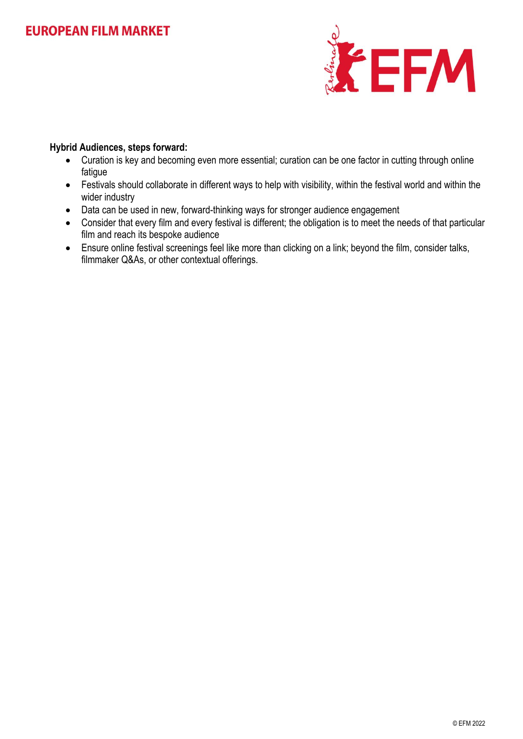**Hybrid Audiences, steps forward:**

- Curation is key and becoming even more essential; curation can be one factor in cutting through online fatigue
- Festivals should collaborate in different ways to help with visibility, within the festival world and within the wider industry
- Data can be used in new, forward-thinking ways for stronger audience engagement
- Consider that every film and every festival is different; the obligation is to meet the needs of that particular film and reach its bespoke audience
- Ensure online festival screenings feel like more than clicking on a link; beyond the film, consider talks, filmmaker Q&As, or other contextual offerings.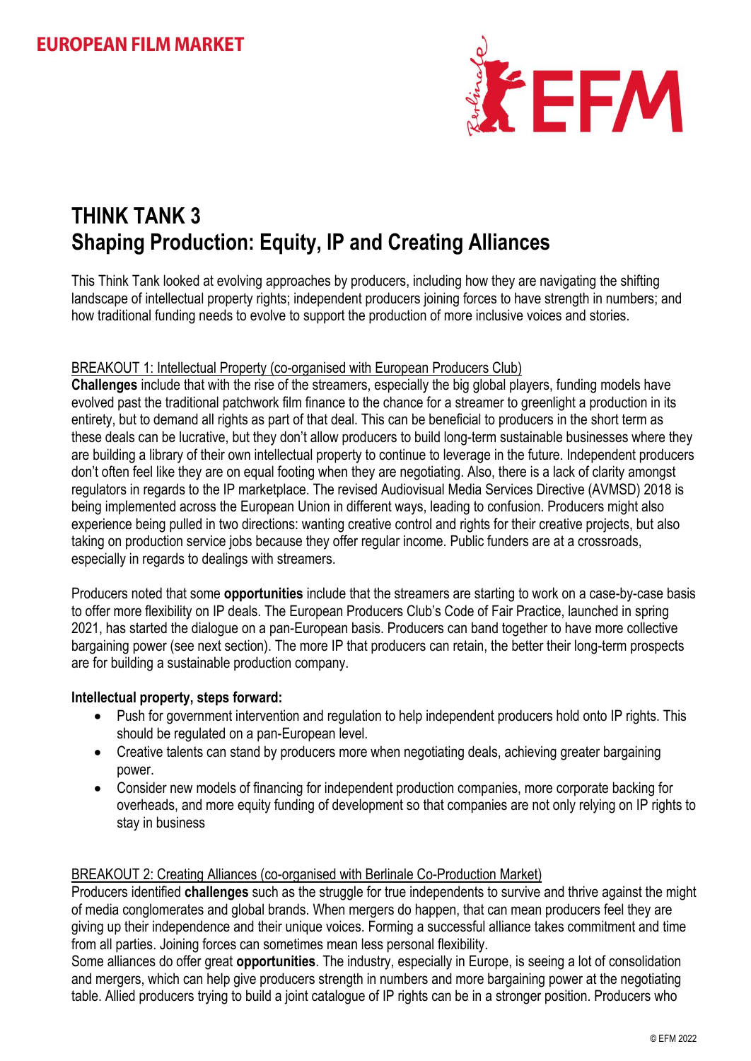# THINK TANK 3
# Shaping Production: Equity, IP and Creating Alliances

This Think Tank looked at evolving approaches by producers, including how they are navigating the shifting landscape of intellectual property rights; independent producers joining forces to have strength in numbers; and how traditional funding needs to evolve to support the production of more inclusive voices and stories.

## BREAKOUT 1: Intellectual Property (co-organised with European Producers Club)

**Challenges** include that with the rise of the streamers, especially the big global players, funding models have evolved past the traditional patchwork film finance to the chance for a streamer to greenlight a production in its entirety, but to demand all rights as part of that deal. This can be beneficial to producers in the short term as these deals can be lucrative, but they don't allow producers to build long-term sustainable businesses where they are building a library of their own intellectual property to continue to leverage in the future. Independent producers don't often feel like they are on equal footing when they are negotiating. Also, there is a lack of clarity amongst regulators in regards to the IP marketplace. The revised Audiovisual Media Services Directive (AVMSD) 2018 is being implemented across the European Union in different ways, leading to confusion. Producers might also experience being pulled in two directions: wanting creative control and rights for their creative projects, but also taking on production service jobs because they offer regular income. Public funders are at a crossroads, especially in regards to dealings with streamers.

Producers noted that some **opportunities** include that the streamers are starting to work on a case-by-case basis to offer more flexibility on IP deals. The European Producers Club's Code of Fair Practice, launched in spring 2021, has started the dialogue on a pan-European basis. Producers can band together to have more collective bargaining power (see next section). The more IP that producers can retain, the better their long-term prospects are for building a sustainable production company.

**Intellectual property, steps forward:**

- Push for government intervention and regulation to help independent producers hold onto IP rights. This should be regulated on a pan-European level.
- Creative talents can stand by producers more when negotiating deals, achieving greater bargaining power.
- Consider new models of financing for independent production companies, more corporate backing for overheads, and more equity funding of development so that companies are not only relying on IP rights to stay in business

## BREAKOUT 2: Creating Alliances (co-organised with Berlinale Co-Production Market)

Producers identified **challenges** such as the struggle for true independents to survive and thrive against the might of media conglomerates and global brands. When mergers do happen, that can mean producers feel they are giving up their independence and their unique voices. Forming a successful alliance takes commitment and time from all parties. Joining forces can sometimes mean less personal flexibility.

Some alliances do offer great **opportunities**. The industry, especially in Europe, is seeing a lot of consolidation and mergers, which can help give producers strength in numbers and more bargaining power at the negotiating table. Allied producers trying to build a joint catalogue of IP rights can be in a stronger position. Producers who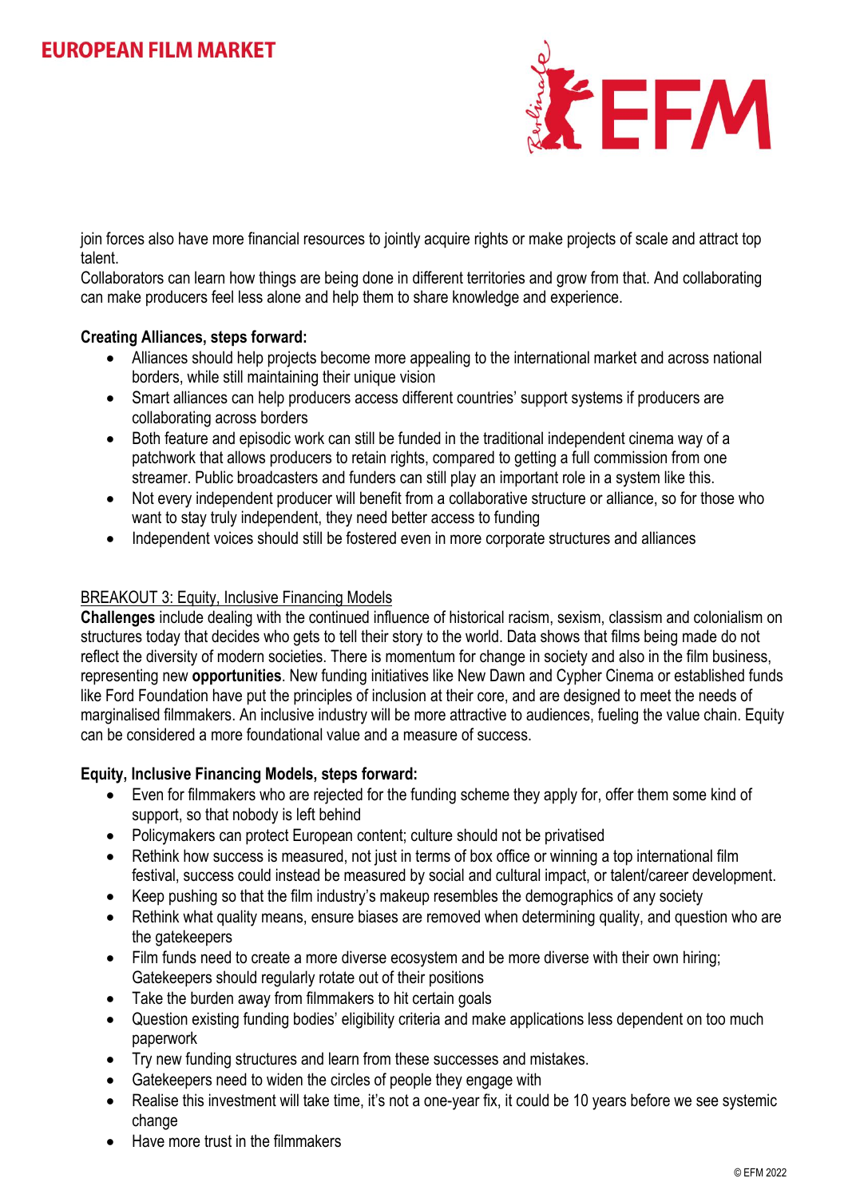join forces also have more financial resources to jointly acquire rights or make projects of scale and attract top talent.
Collaborators can learn how things are being done in different territories and grow from that. And collaborating can make producers feel less alone and help them to share knowledge and experience.

**Creating Alliances, steps forward:**

- Alliances should help projects become more appealing to the international market and across national borders, while still maintaining their unique vision
- Smart alliances can help producers access different countries' support systems if producers are collaborating across borders
- Both feature and episodic work can still be funded in the traditional independent cinema way of a patchwork that allows producers to retain rights, compared to getting a full commission from one streamer. Public broadcasters and funders can still play an important role in a system like this.
- Not every independent producer will benefit from a collaborative structure or alliance, so for those who want to stay truly independent, they need better access to funding
- Independent voices should still be fostered even in more corporate structures and alliances

BREAKOUT 3: Equity, Inclusive Financing Models

**Challenges** include dealing with the continued influence of historical racism, sexism, classism and colonialism on structures today that decides who gets to tell their story to the world. Data shows that films being made do not reflect the diversity of modern societies. There is momentum for change in society and also in the film business, representing new **opportunities**. New funding initiatives like New Dawn and Cypher Cinema or established funds like Ford Foundation have put the principles of inclusion at their core, and are designed to meet the needs of marginalised filmmakers. An inclusive industry will be more attractive to audiences, fueling the value chain. Equity can be considered a more foundational value and a measure of success.

**Equity, Inclusive Financing Models, steps forward:**

- Even for filmmakers who are rejected for the funding scheme they apply for, offer them some kind of support, so that nobody is left behind
- Policymakers can protect European content; culture should not be privatised
- Rethink how success is measured, not just in terms of box office or winning a top international film festival, success could instead be measured by social and cultural impact, or talent/career development.
- Keep pushing so that the film industry's makeup resembles the demographics of any society
- Rethink what quality means, ensure biases are removed when determining quality, and question who are the gatekeepers
- Film funds need to create a more diverse ecosystem and be more diverse with their own hiring; Gatekeepers should regularly rotate out of their positions
- Take the burden away from filmmakers to hit certain goals
- Question existing funding bodies' eligibility criteria and make applications less dependent on too much paperwork
- Try new funding structures and learn from these successes and mistakes.
- Gatekeepers need to widen the circles of people they engage with
- Realise this investment will take time, it's not a one-year fix, it could be 10 years before we see systemic change
- Have more trust in the filmmakers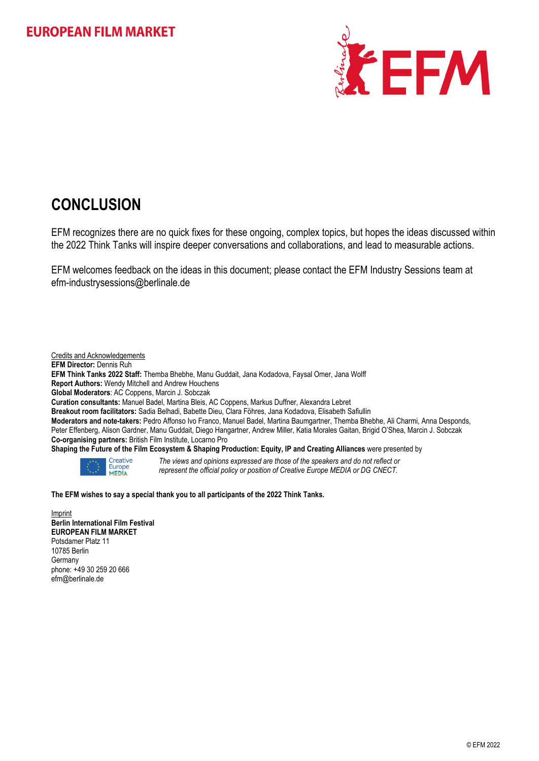## CONCLUSION

EFM recognizes there are no quick fixes for these ongoing, complex topics, but hopes the ideas discussed within the 2022 Think Tanks will inspire deeper conversations and collaborations, and lead to measurable actions.

EFM welcomes feedback on the ideas in this document; please contact the EFM Industry Sessions team at efm-industrysessions@berlinale.de

Credits and Acknowledgements
**EFM Director:** Dennis Ruh
**EFM Think Tanks 2022 Staff:** Themba Bhebhe, Manu Guddait, Jana Kodadova, Faysal Omer, Jana Wolff
**Report Authors:** Wendy Mitchell and Andrew Houchens
**Global Moderators**: AC Coppens, Marcin J. Sobczak
**Curation consultants:** Manuel Badel, Martina Bleis, AC Coppens, Markus Duffner, Alexandra Lebret
**Breakout room facilitators:** Sadia Belhadi, Babette Dieu, Clara Föhres, Jana Kodadova, Elisabeth Safiullin
**Moderators and note-takers:** Pedro Affonso Ivo Franco, Manuel Badel, Martina Baumgartner, Themba Bhebhe, Ali Charmi, Anna Desponds, Peter Effenberg, Alison Gardner, Manu Guddait, Diego Hangartner, Andrew Miller, Katia Morales Gaitan, Brigid O'Shea, Marcin J. Sobczak
**Co-organising partners:** British Film Institute, Locarno Pro
**Shaping the Future of the Film Ecosystem & Shaping Production: Equity, IP and Creating Alliances** were presented by

Creative Europe MEDIA

*The views and opinions expressed are those of the speakers and do not reflect or represent the official policy or position of Creative Europe MEDIA or DG CNECT.*

**The EFM wishes to say a special thank you to all participants of the 2022 Think Tanks.**

Imprint
**Berlin International Film Festival**
**EUROPEAN FILM MARKET**
Potsdamer Platz 11
10785 Berlin
Germany
phone: +49 30 259 20 666
efm@berlinale.de

© EFM 2022